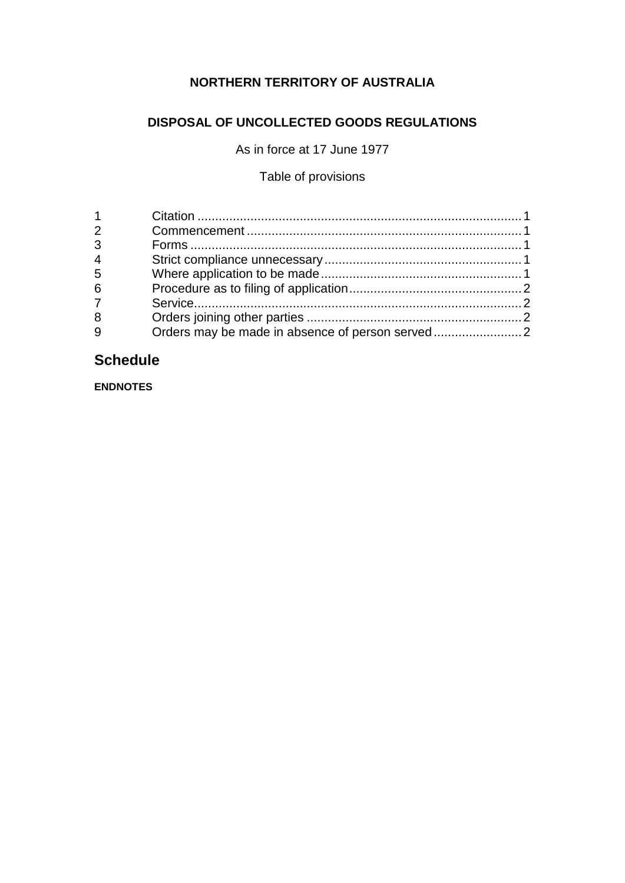**NORTHERN TERRITORY OF AUSTRALIA**

**DISPOSAL OF UNCOLLECTED GOODS REGULATIONS**

As in force at 17 June 1977

Table of provisions

| | | |
|---|---|---|
| 1 | Citation | 1 |
| 2 | Commencement | 1 |
| 3 | Forms | 1 |
| 4 | Strict compliance unnecessary | 1 |
| 5 | Where application to be made | 1 |
| 6 | Procedure as to filing of application | 2 |
| 7 | Service | 2 |
| 8 | Orders joining other parties | 2 |
| 9 | Orders may be made in absence of person served | 2 |

## Schedule

**ENDNOTES**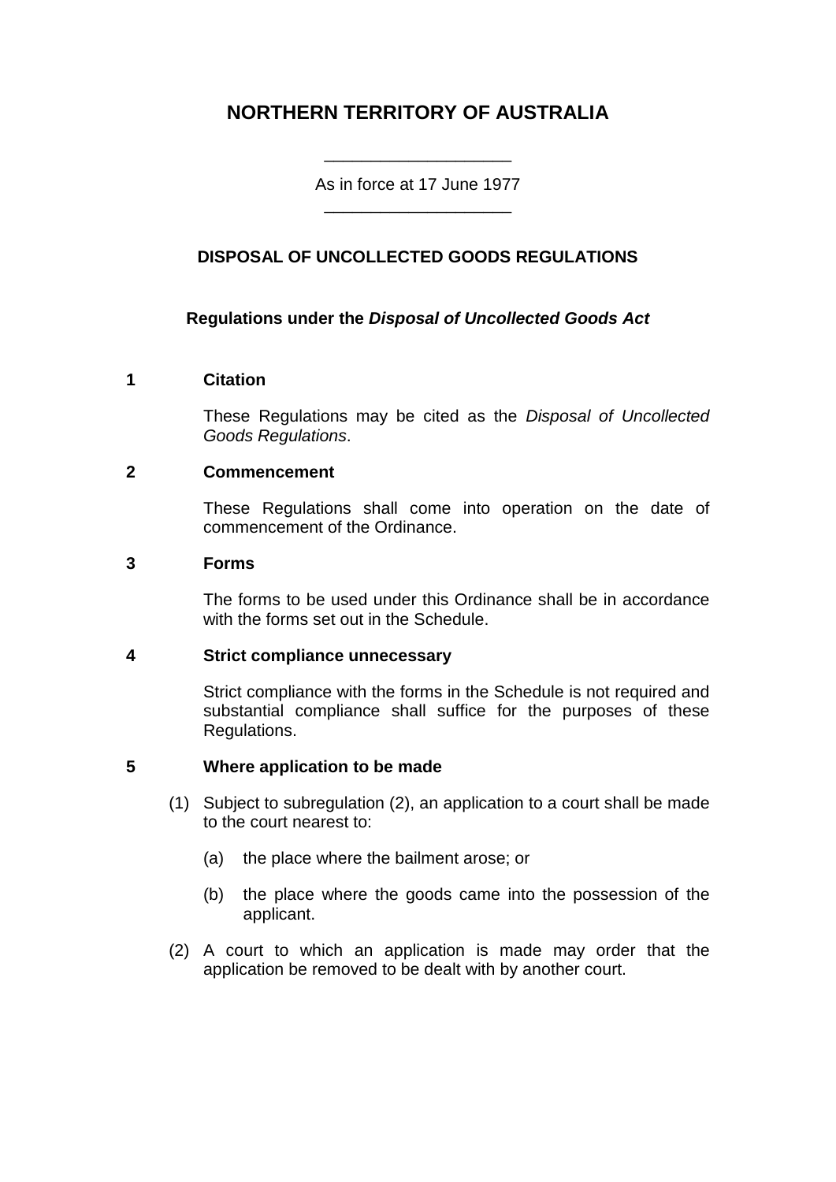# NORTHERN TERRITORY OF AUSTRALIA

As in force at 17 June 1977

## DISPOSAL OF UNCOLLECTED GOODS REGULATIONS

**Regulations under the *Disposal of Uncollected Goods Act***

### 1 Citation

These Regulations may be cited as the *Disposal of Uncollected Goods Regulations*.

### 2 Commencement

These Regulations shall come into operation on the date of commencement of the Ordinance.

### 3 Forms

The forms to be used under this Ordinance shall be in accordance with the forms set out in the Schedule.

### 4 Strict compliance unnecessary

Strict compliance with the forms in the Schedule is not required and substantial compliance shall suffice for the purposes of these Regulations.

### 5 Where application to be made

(1) Subject to subregulation (2), an application to a court shall be made to the court nearest to:

(a) the place where the bailment arose; or

(b) the place where the goods came into the possession of the applicant.

(2) A court to which an application is made may order that the application be removed to be dealt with by another court.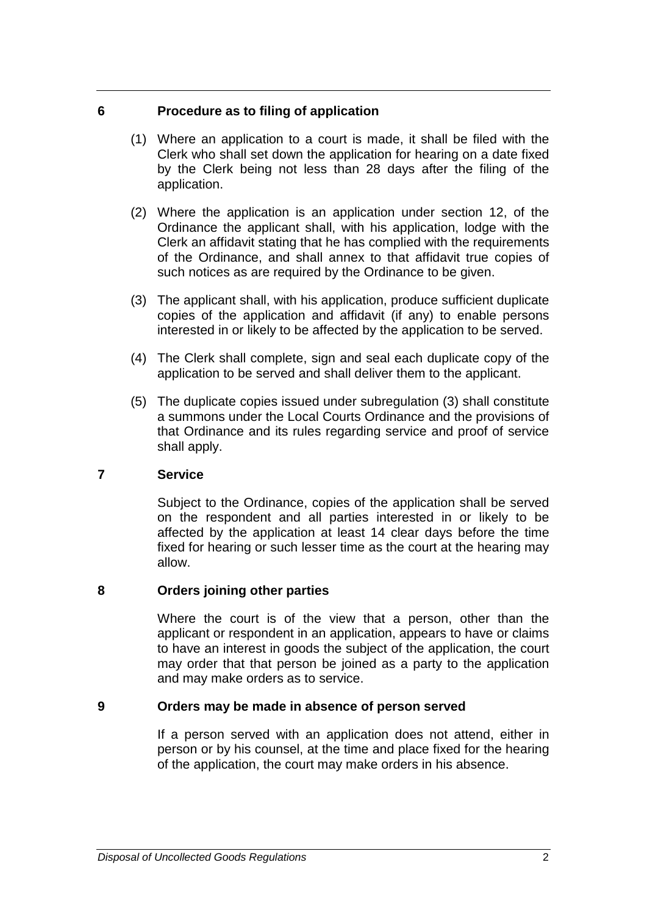## 6 Procedure as to filing of application

(1) Where an application to a court is made, it shall be filed with the Clerk who shall set down the application for hearing on a date fixed by the Clerk being not less than 28 days after the filing of the application.

(2) Where the application is an application under section 12, of the Ordinance the applicant shall, with his application, lodge with the Clerk an affidavit stating that he has complied with the requirements of the Ordinance, and shall annex to that affidavit true copies of such notices as are required by the Ordinance to be given.

(3) The applicant shall, with his application, produce sufficient duplicate copies of the application and affidavit (if any) to enable persons interested in or likely to be affected by the application to be served.

(4) The Clerk shall complete, sign and seal each duplicate copy of the application to be served and shall deliver them to the applicant.

(5) The duplicate copies issued under subregulation (3) shall constitute a summons under the Local Courts Ordinance and the provisions of that Ordinance and its rules regarding service and proof of service shall apply.

## 7 Service

Subject to the Ordinance, copies of the application shall be served on the respondent and all parties interested in or likely to be affected by the application at least 14 clear days before the time fixed for hearing or such lesser time as the court at the hearing may allow.

## 8 Orders joining other parties

Where the court is of the view that a person, other than the applicant or respondent in an application, appears to have or claims to have an interest in goods the subject of the application, the court may order that that person be joined as a party to the application and may make orders as to service.

## 9 Orders may be made in absence of person served

If a person served with an application does not attend, either in person or by his counsel, at the time and place fixed for the hearing of the application, the court may make orders in his absence.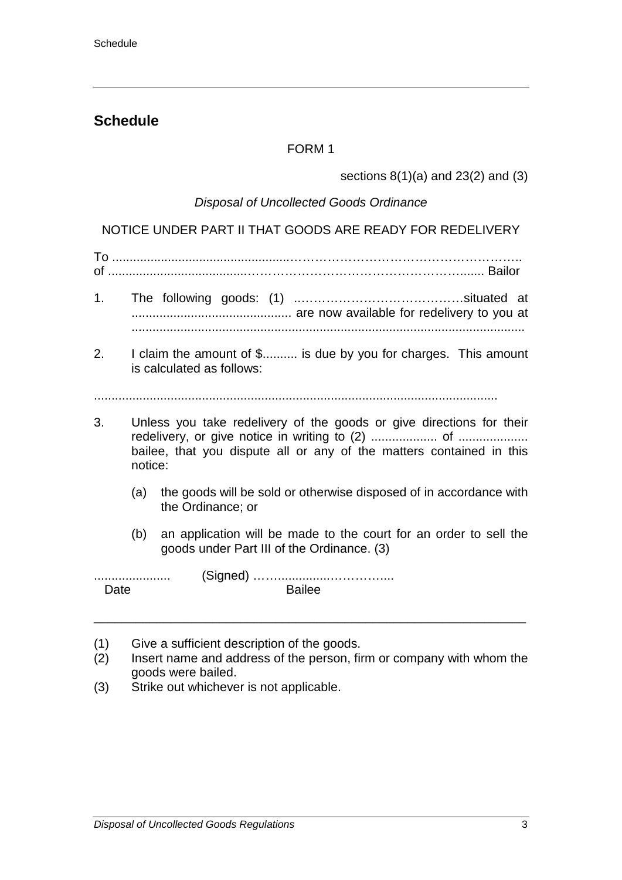## Schedule

FORM 1

sections 8(1)(a) and 23(2) and (3)

*Disposal of Uncollected Goods Ordinance*

NOTICE UNDER PART II THAT GOODS ARE READY FOR REDELIVERY

To ...................................................................................................
of ................................................................................................... Bailor

1. The following goods: (1) ..........................................situated at ............................................. are now available for redelivery to you at ................................................................................................................

2. I claim the amount of $.......... is due by you for charges. This amount is calculated as follows:

..................................................................................................................

3. Unless you take redelivery of the goods or give directions for their redelivery, or give notice in writing to (2) ................... of .................... bailee, that you dispute all or any of the matters contained in this notice:

   (a) the goods will be sold or otherwise disposed of in accordance with the Ordinance; or

   (b) an application will be made to the court for an order to sell the goods under Part III of the Ordinance. (3)

...................... (Signed) .......................................

Date Bailee

---

(1) Give a sufficient description of the goods.
(2) Insert name and address of the person, firm or company with whom the goods were bailed.
(3) Strike out whichever is not applicable.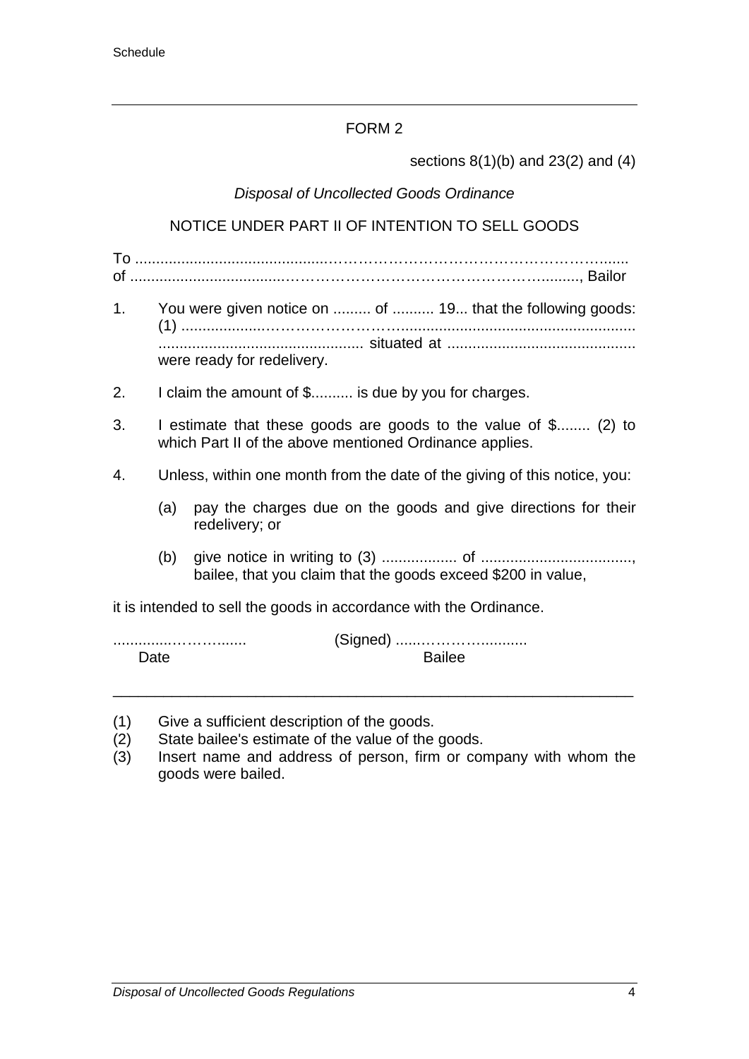## FORM 2

sections 8(1)(b) and 23(2) and (4)

*Disposal of Uncollected Goods Ordinance*

NOTICE UNDER PART II OF INTENTION TO SELL GOODS

To ..........................................................................................................
of ......................................................................................................, Bailor

1. You were given notice on ......... of .......... 19... that the following goods: (1) ........................................................................................................ ................................................ situated at ............................................ were ready for redelivery.

2. I claim the amount of $.......... is due by you for charges.

3. I estimate that these goods are goods to the value of $........ (2) to which Part II of the above mentioned Ordinance applies.

4. Unless, within one month from the date of the giving of this notice, you:

   (a) pay the charges due on the goods and give directions for their redelivery; or

   (b) give notice in writing to (3) .................. of ...................................., bailee, that you claim that the goods exceed $200 in value,

it is intended to sell the goods in accordance with the Ordinance.

............................ (Signed) ..................................
Date Bailee

---

(1) Give a sufficient description of the goods.
(2) State bailee's estimate of the value of the goods.
(3) Insert name and address of person, firm or company with whom the goods were bailed.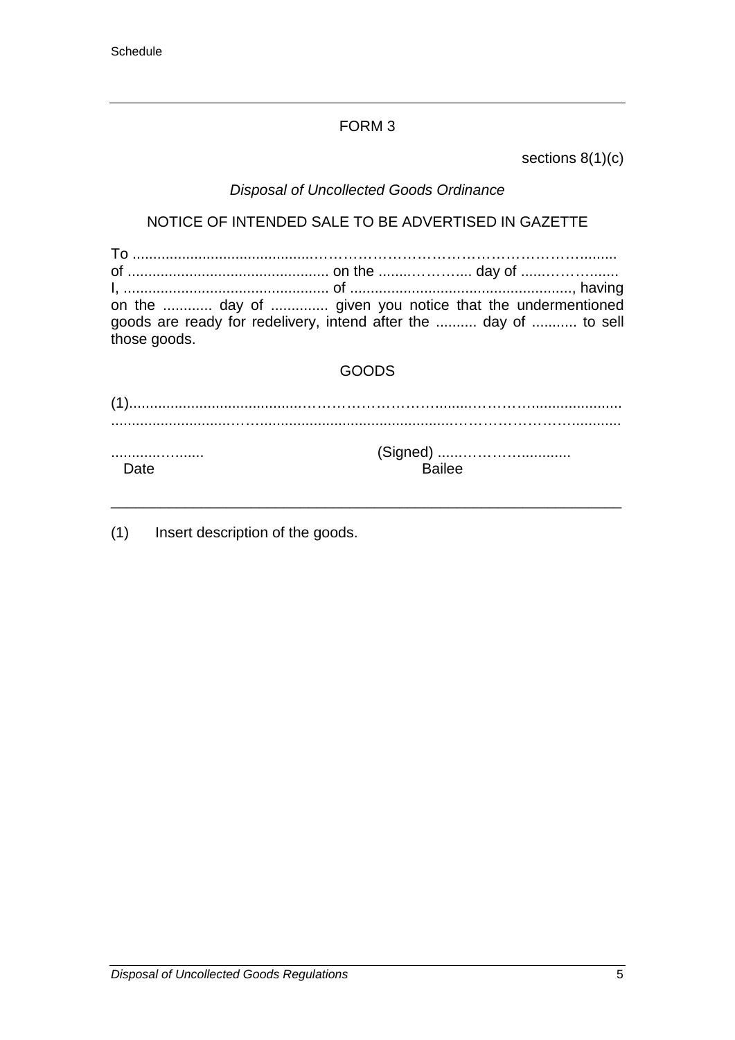## FORM 3

sections 8(1)(c)

*Disposal of Uncollected Goods Ordinance*

NOTICE OF INTENDED SALE TO BE ADVERTISED IN GAZETTE

To ..............................................……………………………………………..........
of ................................................. on the ........……….... day of ......…….......
I, .................................................. of ......................................................, having on the ............ day of .............. given you notice that the undermentioned goods are ready for redelivery, intend after the .......... day of ........... to sell those goods.

GOODS

(1)..........................................………………………….......……………......................
.............................……...............................................…………………….............

..........…....... (Signed) .....………….............
Date Bailee

---

(1) Insert description of the goods.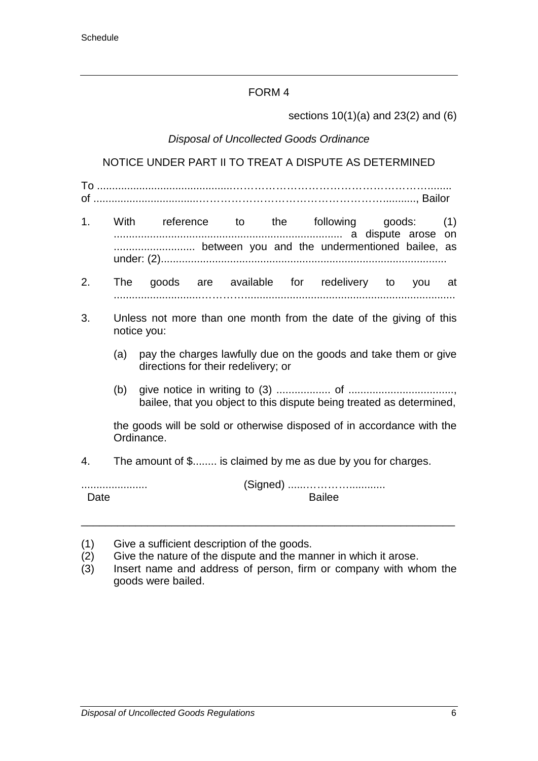FORM 4

sections 10(1)(a) and 23(2) and (6)

*Disposal of Uncollected Goods Ordinance*

NOTICE UNDER PART II TO TREAT A DISPUTE AS DETERMINED

To ..........................................…………………………………………….........
of ................................……………………………………………..........., Bailor

1. With reference to the following goods: (1) ........................................................................... a dispute arose on ........................... between you and the undermentioned bailee, as under: (2)..............................................................................................

2. The goods are available for redelivery to you at ...........................…………..........................................................................

3. Unless not more than one month from the date of the giving of this notice you:

   (a) pay the charges lawfully due on the goods and take them or give directions for their redelivery; or

   (b) give notice in writing to (3) .................. of ..................................., bailee, that you object to this dispute being treated as determined,

   the goods will be sold or otherwise disposed of in accordance with the Ordinance.

4. The amount of $........ is claimed by me as due by you for charges.

...................... (Signed) .....……………...........
Date Bailee

---

(1) Give a sufficient description of the goods.
(2) Give the nature of the dispute and the manner in which it arose.
(3) Insert name and address of person, firm or company with whom the goods were bailed.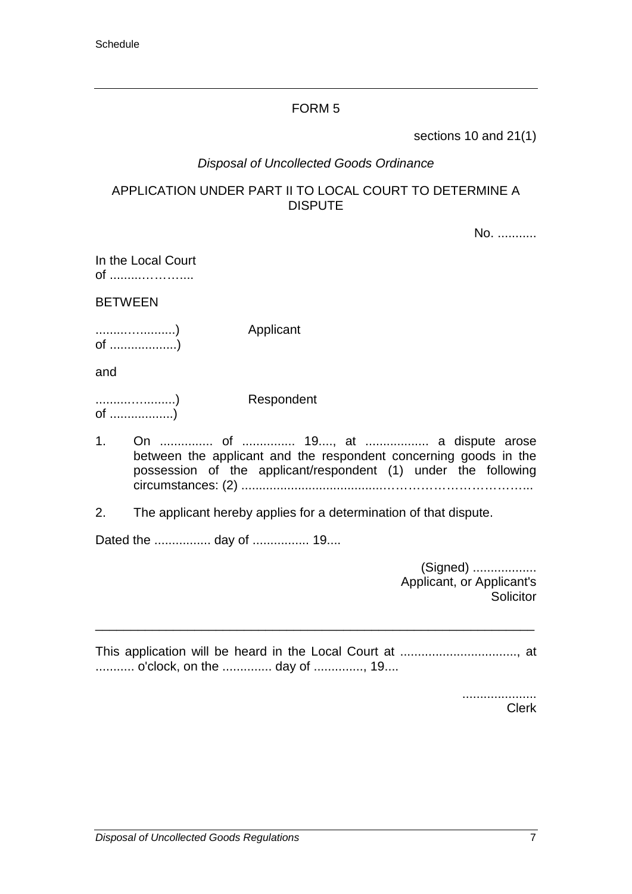## FORM 5

sections 10 and 21(1)

*Disposal of Uncollected Goods Ordinance*

APPLICATION UNDER PART II TO LOCAL COURT TO DETERMINE A DISPUTE

No. ...........

In the Local Court
of .........………...

BETWEEN

........…..........) Applicant
of ...................)

and

.........…..........) Respondent
of ..................)

1. On ............... of ............... 19...., at .................. a dispute arose between the applicant and the respondent concerning goods in the possession of the applicant/respondent (1) under the following circumstances: (2) ........................................……………………………..

2. The applicant hereby applies for a determination of that dispute.

Dated the ................ day of ................ 19....

(Signed) ..................
Applicant, or Applicant's Solicitor

---

This application will be heard in the Local Court at ................................., at ........... o'clock, on the .............. day of .............., 19....

.....................
Clerk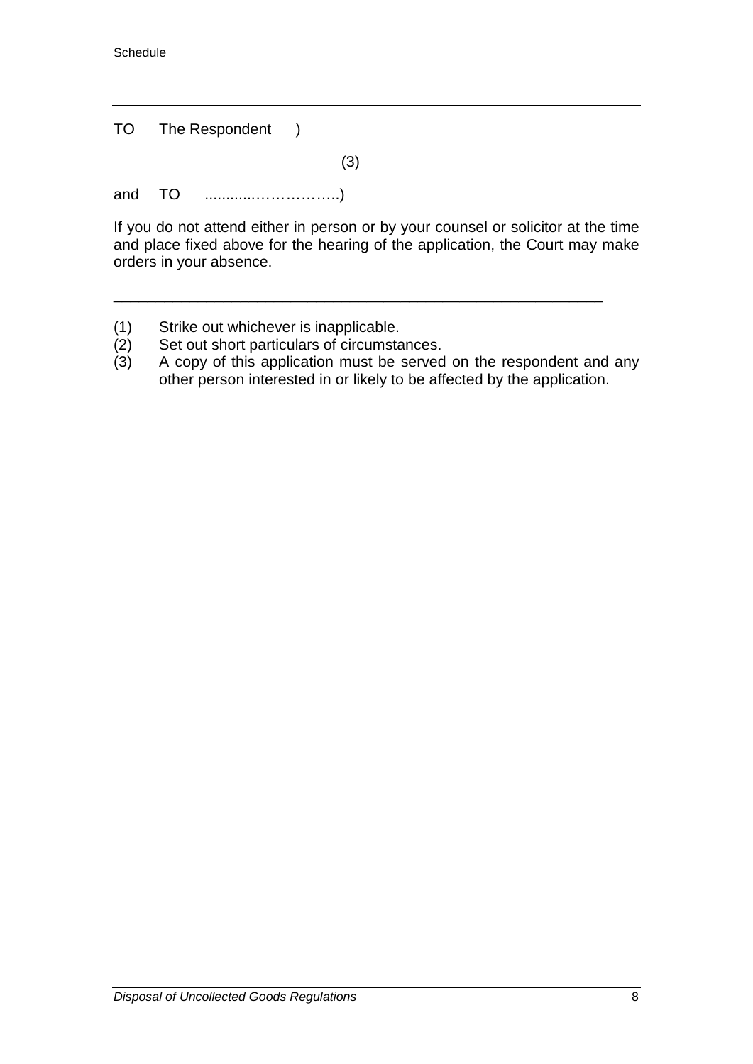TO The Respondent )

(3)

and TO ...........……………..)

If you do not attend either in person or by your counsel or solicitor at the time and place fixed above for the hearing of the application, the Court may make orders in your absence.

---

(1) Strike out whichever is inapplicable.
(2) Set out short particulars of circumstances.
(3) A copy of this application must be served on the respondent and any other person interested in or likely to be affected by the application.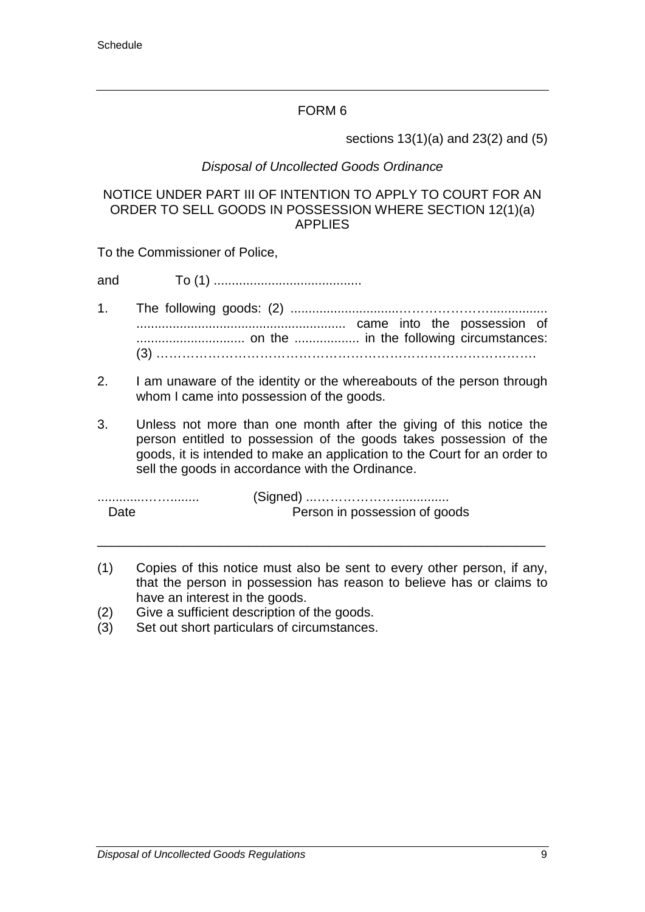# FORM 6

sections 13(1)(a) and 23(2) and (5)

*Disposal of Uncollected Goods Ordinance*

NOTICE UNDER PART III OF INTENTION TO APPLY TO COURT FOR AN ORDER TO SELL GOODS IN POSSESSION WHERE SECTION 12(1)(a) APPLIES

To the Commissioner of Police,

and To (1) .........................................

1. The following goods: (2) ............................................................. .......................................................... came into the possession of .............................. on the .................. in the following circumstances: (3) ………………………………………………………………………………

2. I am unaware of the identity or the whereabouts of the person through whom I came into possession of the goods.

3. Unless not more than one month after the giving of this notice the person entitled to possession of the goods takes possession of the goods, it is intended to make an application to the Court for an order to sell the goods in accordance with the Ordinance.

.......................... (Signed) ....................................
Date Person in possession of goods

---

(1) Copies of this notice must also be sent to every other person, if any, that the person in possession has reason to believe has or claims to have an interest in the goods.
(2) Give a sufficient description of the goods.
(3) Set out short particulars of circumstances.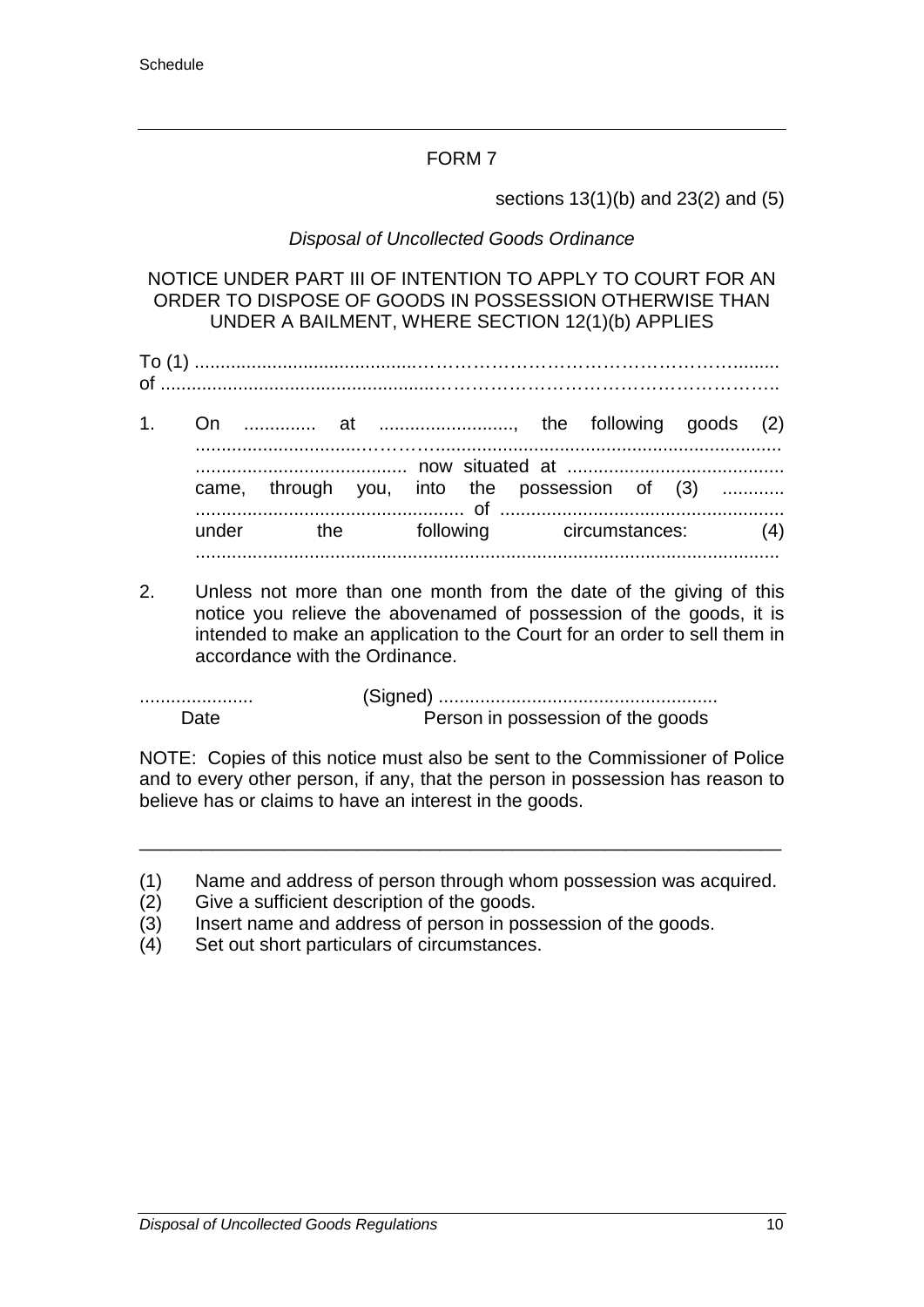FORM 7

sections 13(1)(b) and 23(2) and (5)

*Disposal of Uncollected Goods Ordinance*

NOTICE UNDER PART III OF INTENTION TO APPLY TO COURT FOR AN ORDER TO DISPOSE OF GOODS IN POSSESSION OTHERWISE THAN UNDER A BAILMENT, WHERE SECTION 12(1)(b) APPLIES

To (1) .......................................................................................................
of ..............................................................................................................

1. On .............. at .........................., the following goods (2) ........................................................................................................ ........................................ now situated at .......................................... came, through you, into the possession of (3) ............ ................................................... of ...................................................... under the following circumstances: (4) ................................................................................................................

2. Unless not more than one month from the date of the giving of this notice you relieve the abovenamed of possession of the goods, it is intended to make an application to the Court for an order to sell them in accordance with the Ordinance.

...................... (Signed) .....................................................
Date Person in possession of the goods

NOTE: Copies of this notice must also be sent to the Commissioner of Police and to every other person, if any, that the person in possession has reason to believe has or claims to have an interest in the goods.

---

(1) Name and address of person through whom possession was acquired.
(2) Give a sufficient description of the goods.
(3) Insert name and address of person in possession of the goods.
(4) Set out short particulars of circumstances.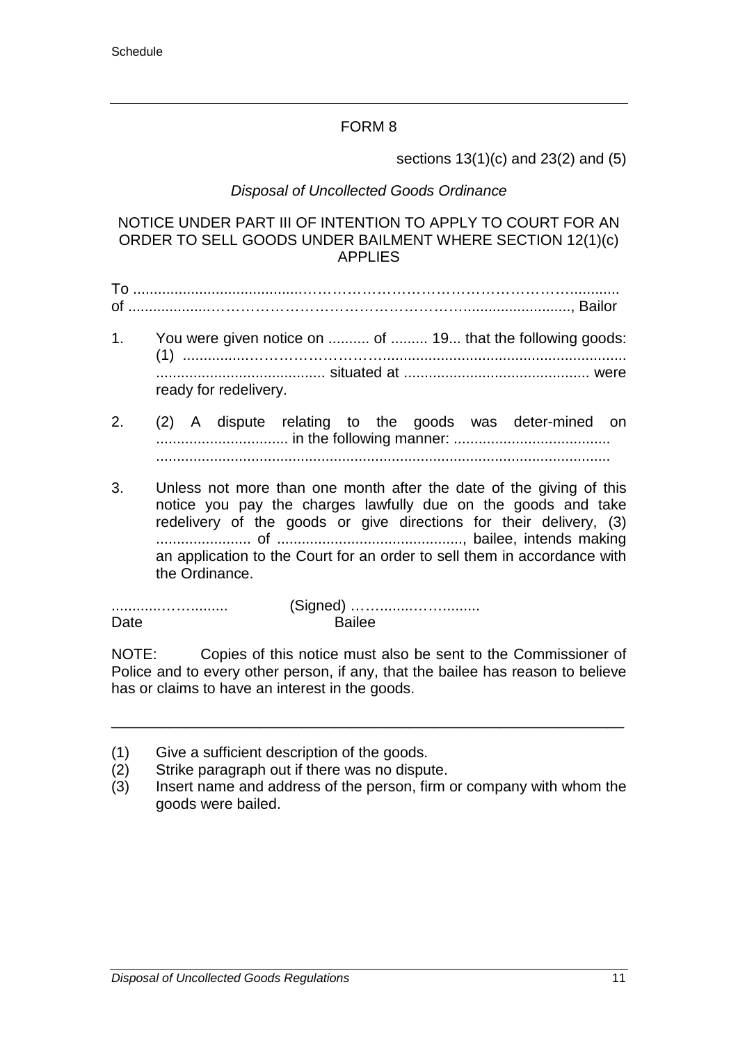# FORM 8

sections 13(1)(c) and 23(2) and (5)

*Disposal of Uncollected Goods Ordinance*

NOTICE UNDER PART III OF INTENTION TO APPLY TO COURT FOR AN ORDER TO SELL GOODS UNDER BAILMENT WHERE SECTION 12(1)(c) APPLIES

To ..........................................................................................................
of ........................................................................................................, Bailor

1. You were given notice on .......... of ......... 19... that the following goods: (1) ...................................................................................................... ......................................... situated at ............................................. were ready for redelivery.

2. (2) A dispute relating to the goods was deter-mined on ................................ in the following manner: ...................................... ..............................................................................................................

3. Unless not more than one month after the date of the giving of this notice you pay the charges lawfully due on the goods and take redelivery of the goods or give directions for their delivery, (3) ....................... of ............................................., bailee, intends making an application to the Court for an order to sell them in accordance with the Ordinance.

........................ (Signed) .............................
Date Bailee

NOTE: Copies of this notice must also be sent to the Commissioner of Police and to every other person, if any, that the bailee has reason to believe has or claims to have an interest in the goods.

---

(1) Give a sufficient description of the goods.
(2) Strike paragraph out if there was no dispute.
(3) Insert name and address of the person, firm or company with whom the goods were bailed.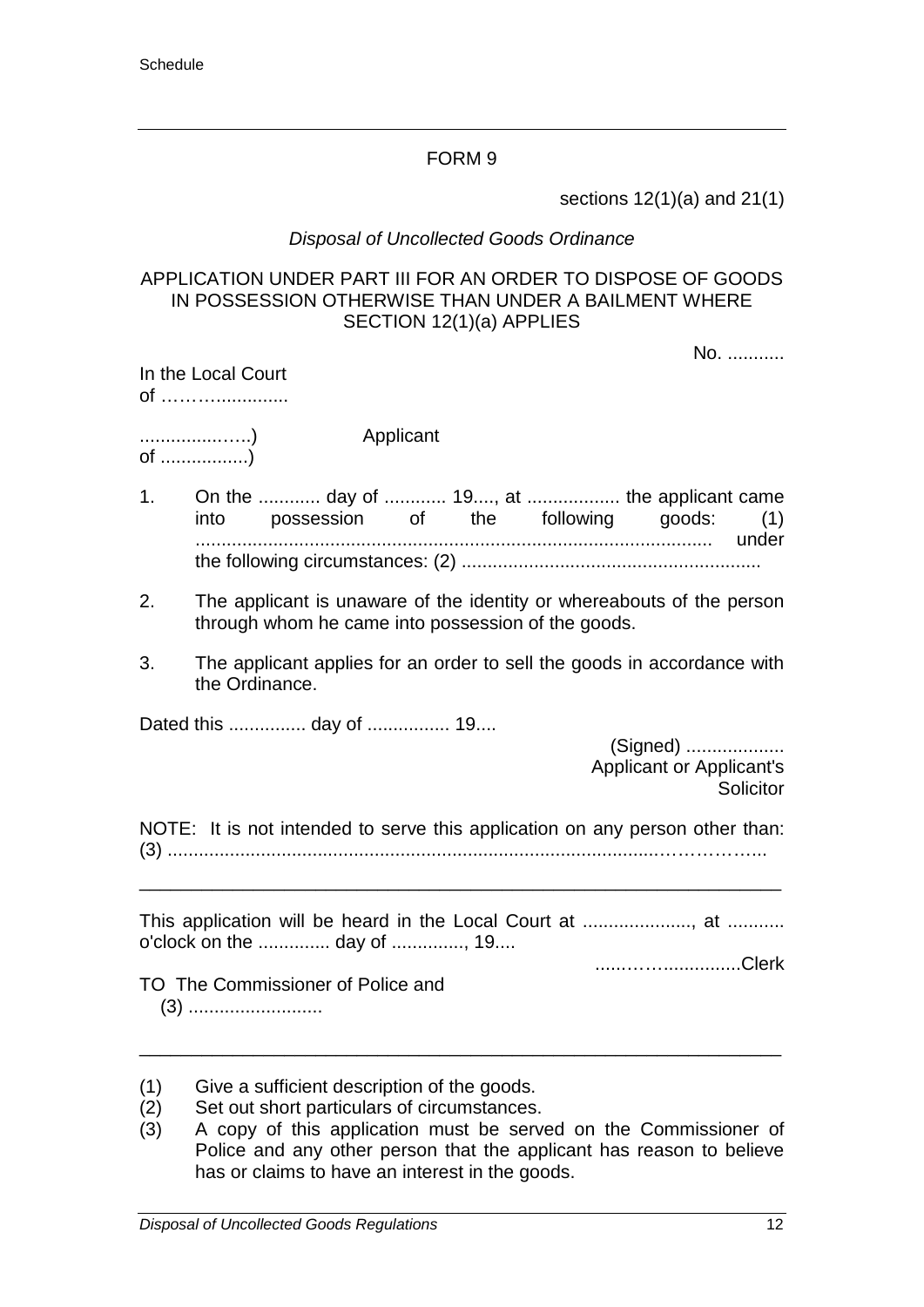## FORM 9

sections 12(1)(a) and 21(1)

*Disposal of Uncollected Goods Ordinance*

APPLICATION UNDER PART III FOR AN ORDER TO DISPOSE OF GOODS IN POSSESSION OTHERWISE THAN UNDER A BAILMENT WHERE SECTION 12(1)(a) APPLIES

No. ...........

In the Local Court
of ………..............

.................…..) Applicant
of .................)

1. On the ............ day of ............ 19...., at .................. the applicant came into possession of the following goods: (1) .................................................................................................... under the following circumstances: (2) ..........................................................

2. The applicant is unaware of the identity or whereabouts of the person through whom he came into possession of the goods.

3. The applicant applies for an order to sell the goods in accordance with the Ordinance.

Dated this ............... day of ................ 19....

(Signed) ...................
Applicant or Applicant's Solicitor

NOTE: It is not intended to serve this application on any person other than: (3) ..........................................................................................……………..

---

This application will be heard in the Local Court at ....................., at ........... o'clock on the .............. day of .............., 19....

.....………..............Clerk

TO The Commissioner of Police and
(3) ..........................

---

(1) Give a sufficient description of the goods.
(2) Set out short particulars of circumstances.
(3) A copy of this application must be served on the Commissioner of Police and any other person that the applicant has reason to believe has or claims to have an interest in the goods.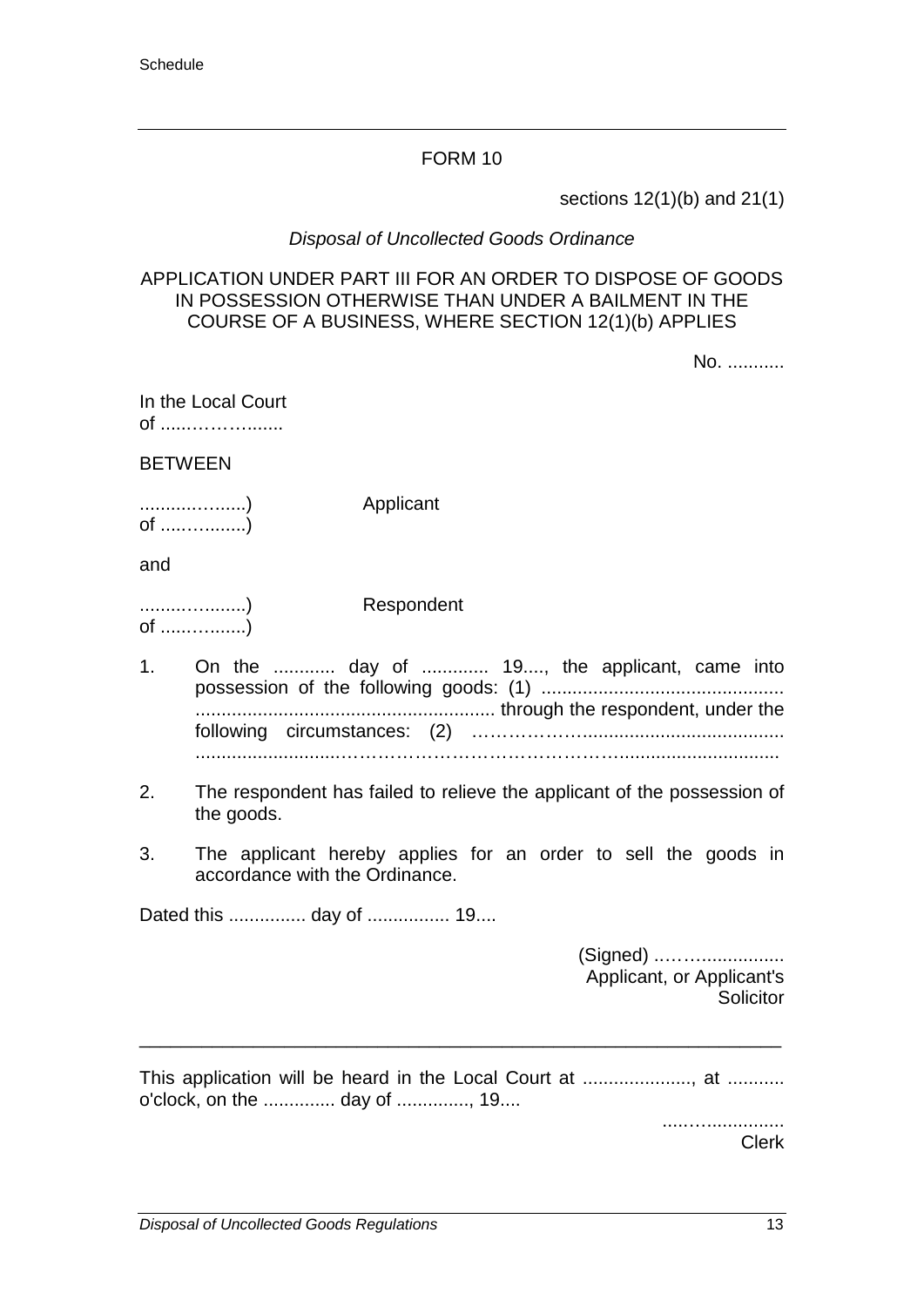## FORM 10

sections 12(1)(b) and 21(1)

*Disposal of Uncollected Goods Ordinance*

APPLICATION UNDER PART III FOR AN ORDER TO DISPOSE OF GOODS IN POSSESSION OTHERWISE THAN UNDER A BAILMENT IN THE COURSE OF A BUSINESS, WHERE SECTION 12(1)(b) APPLIES

No. ...........

In the Local Court
of .....……….......

BETWEEN

.........…......) Applicant
of .....….......)

and

.......….........) Respondent
of .....….......)

1. On the ............ day of ............. 19...., the applicant, came into possession of the following goods: (1) .............................................. ......................................................... through the respondent, under the following circumstances: (2) …………….................................... ..........................………………………………….................................

2. The respondent has failed to relieve the applicant of the possession of the goods.

3. The applicant hereby applies for an order to sell the goods in accordance with the Ordinance.

Dated this ............... day of ................ 19....

(Signed) ..…….................
Applicant, or Applicant's Solicitor

---

This application will be heard in the Local Court at ....................., at ........... o'clock, on the .............. day of .............., 19....

...…...............
Clerk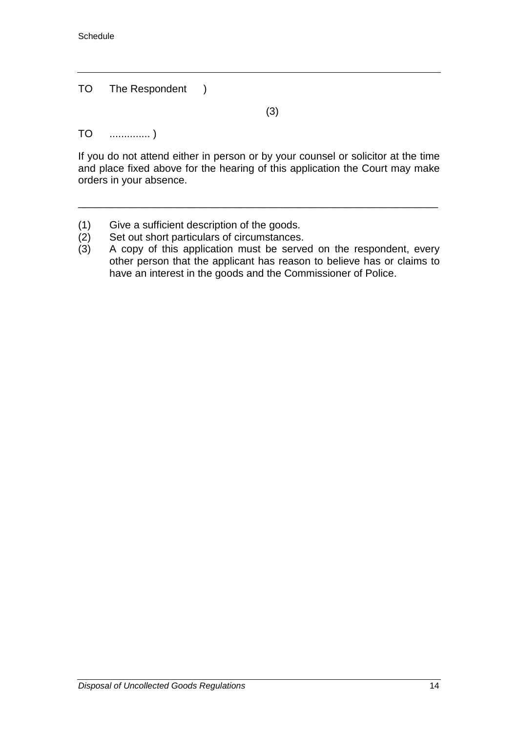---

TO The Respondent )

(3)

TO ............. )

If you do not attend either in person or by your counsel or solicitor at the time and place fixed above for the hearing of this application the Court may make orders in your absence.

---

(1) Give a sufficient description of the goods.
(2) Set out short particulars of circumstances.
(3) A copy of this application must be served on the respondent, every other person that the applicant has reason to believe has or claims to have an interest in the goods and the Commissioner of Police.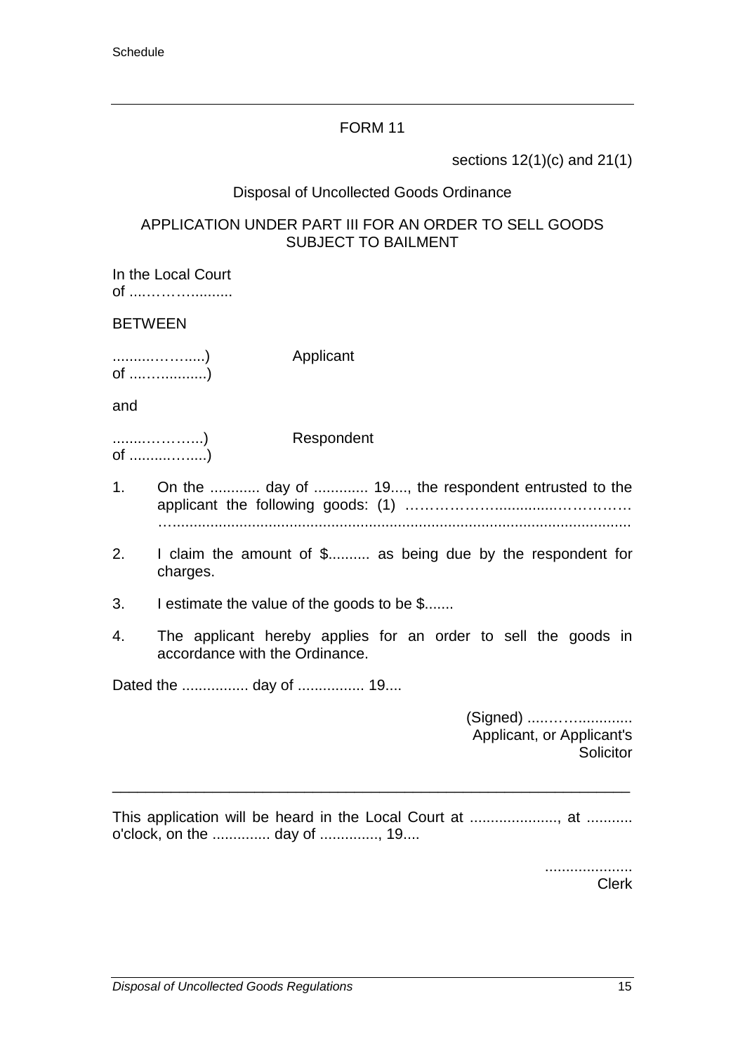## FORM 11

sections 12(1)(c) and 21(1)

Disposal of Uncollected Goods Ordinance

APPLICATION UNDER PART III FOR AN ORDER TO SELL GOODS SUBJECT TO BAILMENT

In the Local Court
of ....……….........

BETWEEN

.........……......)
of ....…...........)  Applicant

and

.......………....)
of ..........….....)  Respondent

1. On the ............ day of ............. 19...., the respondent entrusted to the applicant the following goods: (1) ……………….............…………
   …...........................................................................................................

2. I claim the amount of $.......... as being due by the respondent for charges.

3. I estimate the value of the goods to be $.......

4. The applicant hereby applies for an order to sell the goods in accordance with the Ordinance.

Dated the ................ day of ................ 19....

(Signed) ....……..............
Applicant, or Applicant's Solicitor

---

This application will be heard in the Local Court at ....................., at ........... o'clock, on the .............. day of .............., 19....

.....................
Clerk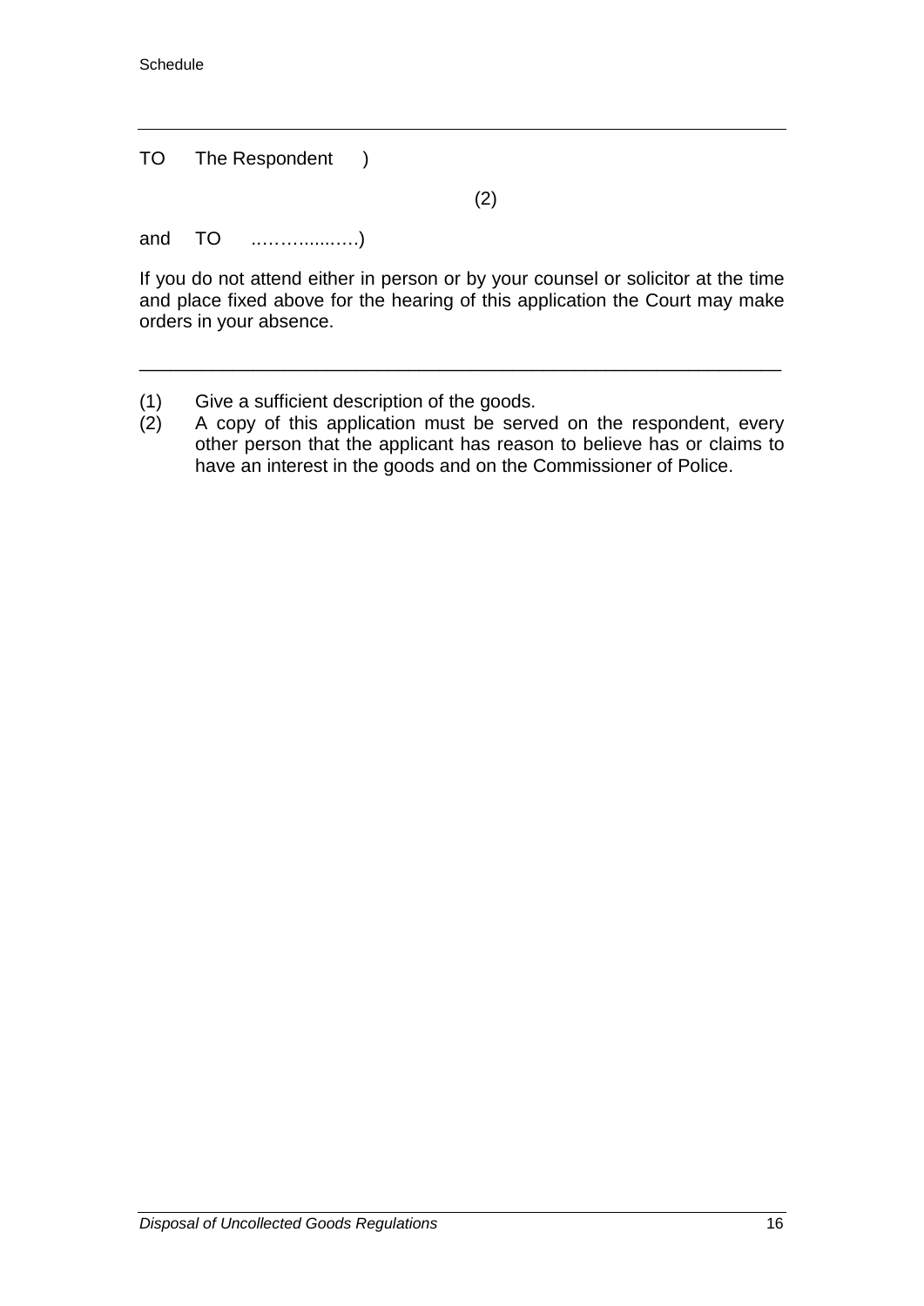TO The Respondent )

(2)

and TO ……….....….)

If you do not attend either in person or by your counsel or solicitor at the time and place fixed above for the hearing of this application the Court may make orders in your absence.

---

(1) Give a sufficient description of the goods.
(2) A copy of this application must be served on the respondent, every other person that the applicant has reason to believe has or claims to have an interest in the goods and on the Commissioner of Police.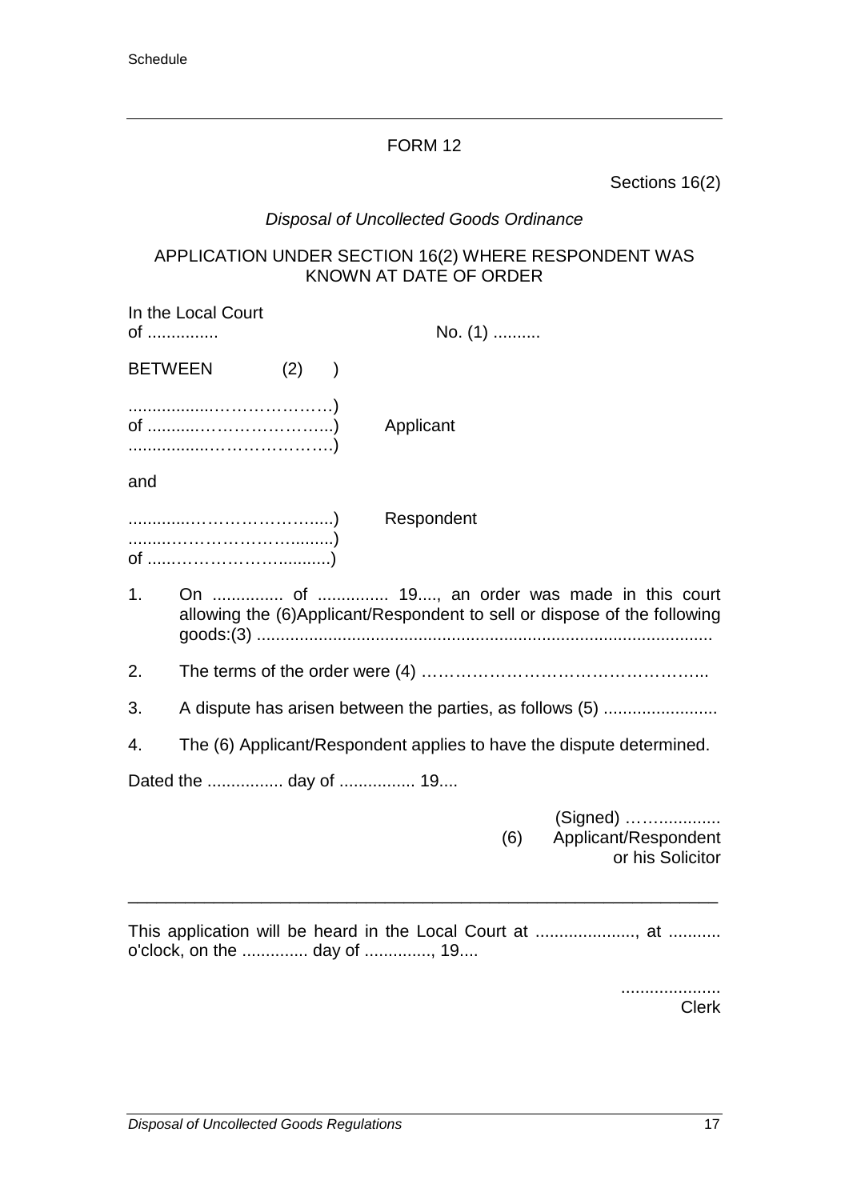## FORM 12

Sections 16(2)

*Disposal of Uncollected Goods Ordinance*

APPLICATION UNDER SECTION 16(2) WHERE RESPONDENT WAS KNOWN AT DATE OF ORDER

In the Local Court
of ............... No. (1) ..........

BETWEEN (2) )

..................…………………)
of ...........……………………...) Applicant
................…………………….)

and

.............……………………......) Respondent
.........……………………..........)
of ......……………………...........)

1. On ............... of ............... 19...., an order was made in this court allowing the (6)Applicant/Respondent to sell or dispose of the following goods:(3) ..............................................................................................

2. The terms of the order were (4) …………………………………………...

3. A dispute has arisen between the parties, as follows (5) ........................

4. The (6) Applicant/Respondent applies to have the dispute determined.

Dated the ................ day of ................ 19....

(Signed) ……............
(6) Applicant/Respondent
or his Solicitor

---

This application will be heard in the Local Court at ....................., at ........... o'clock, on the .............. day of .............., 19....

....................
Clerk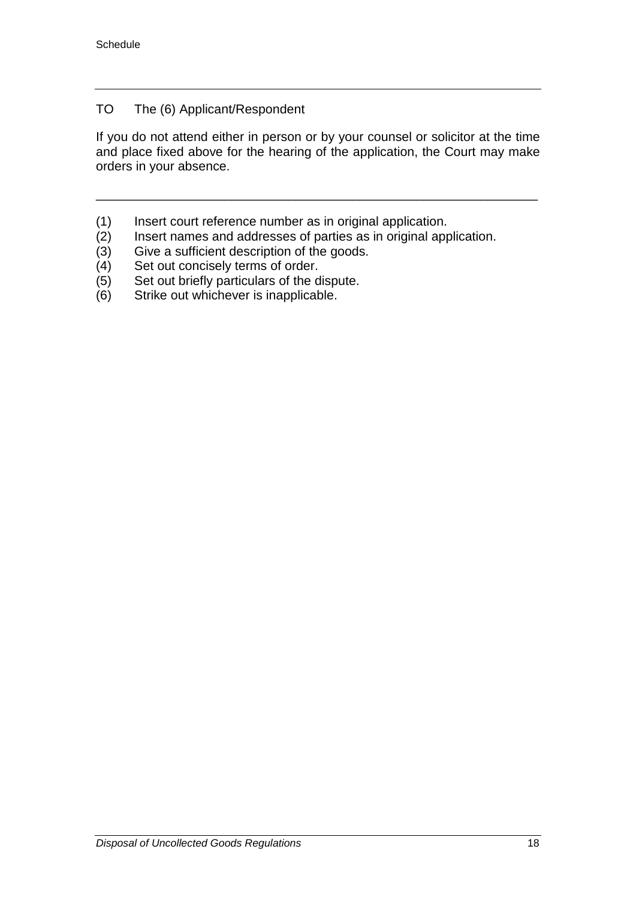TO The (6) Applicant/Respondent

If you do not attend either in person or by your counsel or solicitor at the time and place fixed above for the hearing of the application, the Court may make orders in your absence.

---

(1) Insert court reference number as in original application.
(2) Insert names and addresses of parties as in original application.
(3) Give a sufficient description of the goods.
(4) Set out concisely terms of order.
(5) Set out briefly particulars of the dispute.
(6) Strike out whichever is inapplicable.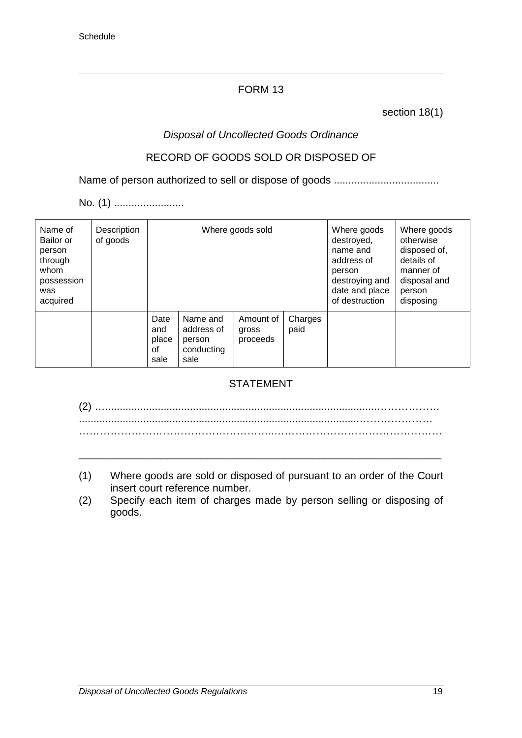## FORM 13

section 18(1)

*Disposal of Uncollected Goods Ordinance*

RECORD OF GOODS SOLD OR DISPOSED OF

Name of person authorized to sell or dispose of goods ...................................

No. (1) ........................

| Name of Bailor or person through whom possession was acquired | Description of goods | Where goods sold | | | | Where goods destroyed, name and address of person destroying and date and place of destruction | Where goods otherwise disposed of, details of manner of disposal and person disposing |
|---|---|---|---|---|---|---|---|
| | | Date and place of sale | Name and address of person conducting sale | Amount of gross proceeds | Charges paid | | |

STATEMENT

(2) …..............................................................................................………………
..................................................................................................…………………
………………………………………………….…………………………………………

---

(1) Where goods are sold or disposed of pursuant to an order of the Court insert court reference number.

(2) Specify each item of charges made by person selling or disposing of goods.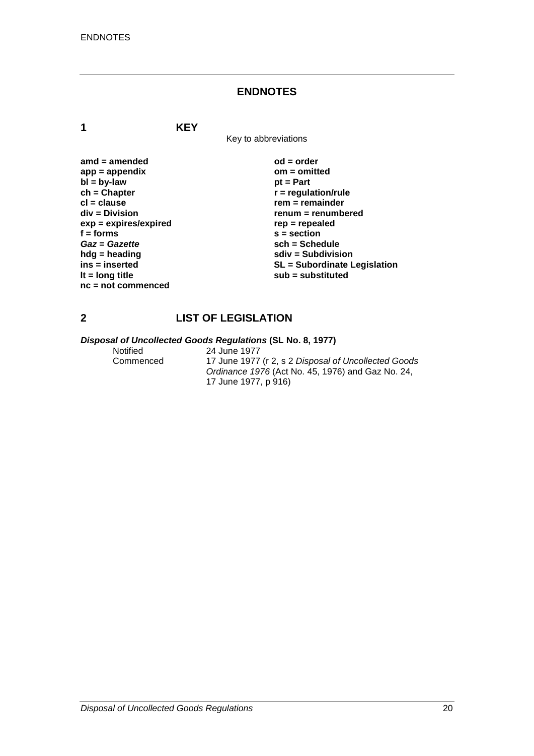# ENDNOTES

## 1 KEY

Key to abbreviations

**amd = amended**
**app = appendix**
**bl = by-law**
**ch = Chapter**
**cl = clause**
**div = Division**
**exp = expires/expired**
**f = forms**
***Gaz* = *Gazette***
**hdg = heading**
**ins = inserted**
**lt = long title**
**nc = not commenced**
**od = order**
**om = omitted**
**pt = Part**
**r = regulation/rule**
**rem = remainder**
**renum = renumbered**
**rep = repealed**
**s = section**
**sch = Schedule**
**sdiv = Subdivision**
**SL = Subordinate Legislation**
**sub = substituted**

## 2 LIST OF LEGISLATION

***Disposal of Uncollected Goods Regulations* (SL No. 8, 1977)**

| | |
|---|---|
| Notified | 24 June 1977 |
| Commenced | 17 June 1977 (r 2, s 2 *Disposal of Uncollected Goods Ordinance 1976* (Act No. 45, 1976) and Gaz No. 24, 17 June 1977, p 916) |